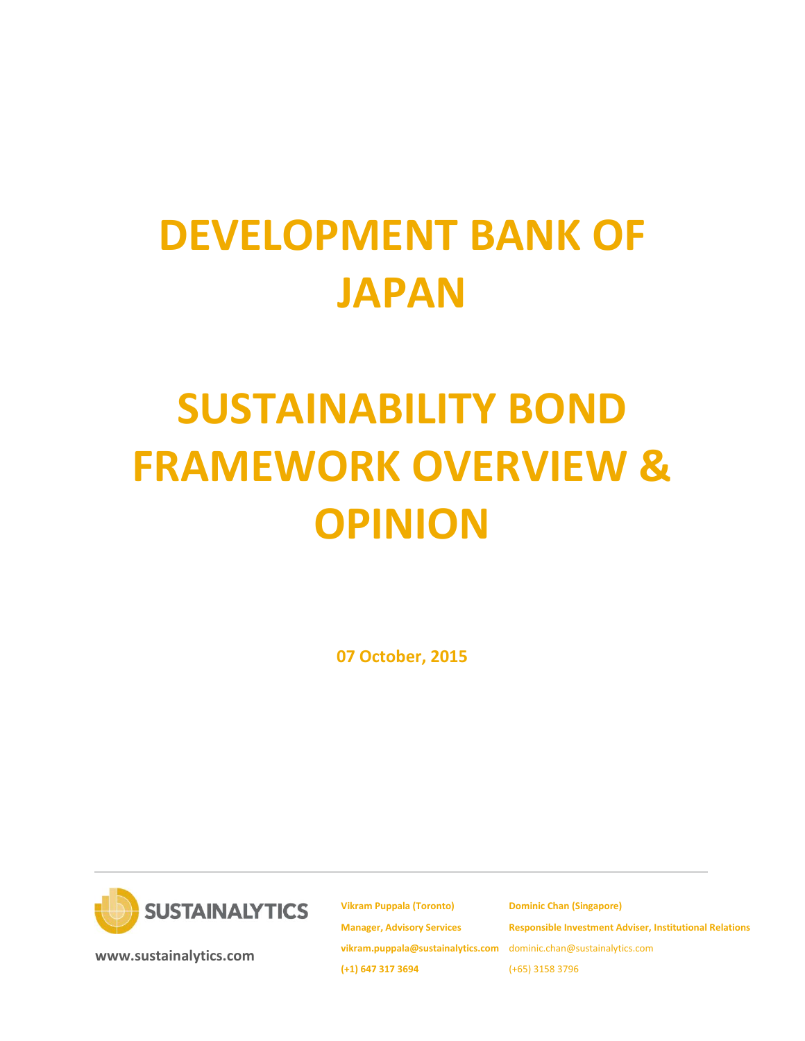# DEVELOPMENT BANK OF JAPAN

# SUSTAINABILITY BOND FRAMEWORK OVERVIEW & OPINION

**07 October, 2015**

SUSTAINALYTICS

**www.sustainalytics.com**

**Vikram Puppala (Toronto)**
**Manager, Advisory Services**
**vikram.puppala@sustainalytics.com**
**(+1) 647 317 3694**

**Dominic Chan (Singapore)**
**Responsible Investment Adviser, Institutional Relations**
dominic.chan@sustainalytics.com
(+65) 3158 3796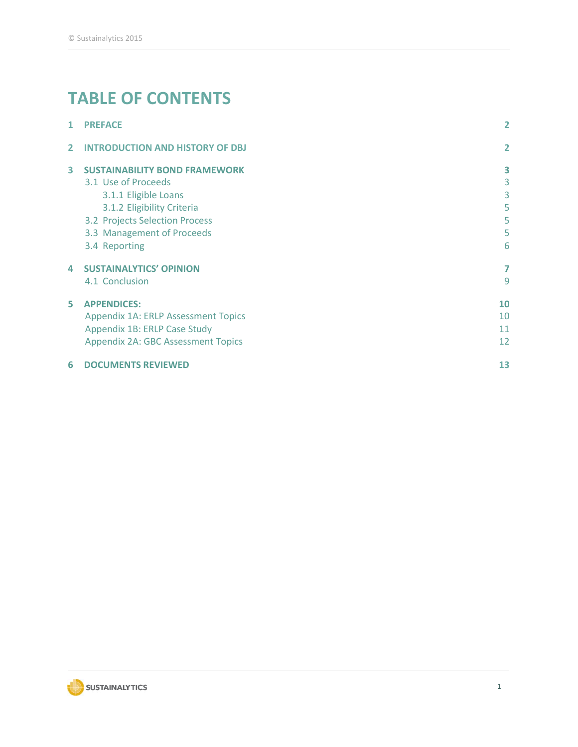# TABLE OF CONTENTS

| | | |
|---|---|---|
| 1 | **PREFACE** | 2 |
| 2 | **INTRODUCTION AND HISTORY OF DBJ** | 2 |
| 3 | **SUSTAINABILITY BOND FRAMEWORK** | 3 |
| | 3.1 Use of Proceeds | 3 |
| | 3.1.1 Eligible Loans | 3 |
| | 3.1.2 Eligibility Criteria | 5 |
| | 3.2 Projects Selection Process | 5 |
| | 3.3 Management of Proceeds | 5 |
| | 3.4 Reporting | 6 |
| 4 | **SUSTAINALYTICS' OPINION** | 7 |
| | 4.1 Conclusion | 9 |
| 5 | **APPENDICES:** | 10 |
| | Appendix 1A: ERLP Assessment Topics | 10 |
| | Appendix 1B: ERLP Case Study | 11 |
| | Appendix 2A: GBC Assessment Topics | 12 |
| 6 | **DOCUMENTS REVIEWED** | 13 |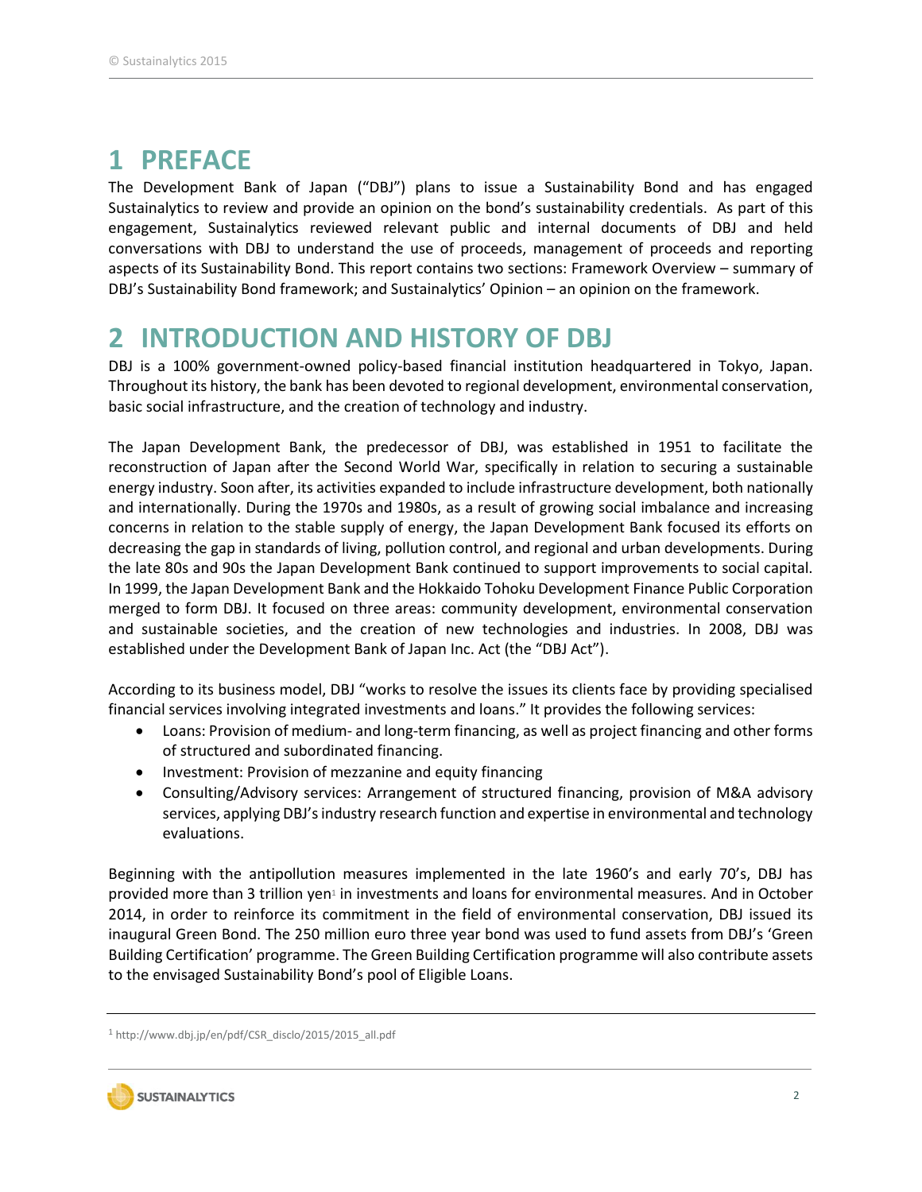# 1 PREFACE

The Development Bank of Japan ("DBJ") plans to issue a Sustainability Bond and has engaged Sustainalytics to review and provide an opinion on the bond's sustainability credentials. As part of this engagement, Sustainalytics reviewed relevant public and internal documents of DBJ and held conversations with DBJ to understand the use of proceeds, management of proceeds and reporting aspects of its Sustainability Bond. This report contains two sections: Framework Overview – summary of DBJ's Sustainability Bond framework; and Sustainalytics' Opinion – an opinion on the framework.

# 2 INTRODUCTION AND HISTORY OF DBJ

DBJ is a 100% government-owned policy-based financial institution headquartered in Tokyo, Japan. Throughout its history, the bank has been devoted to regional development, environmental conservation, basic social infrastructure, and the creation of technology and industry.

The Japan Development Bank, the predecessor of DBJ, was established in 1951 to facilitate the reconstruction of Japan after the Second World War, specifically in relation to securing a sustainable energy industry. Soon after, its activities expanded to include infrastructure development, both nationally and internationally. During the 1970s and 1980s, as a result of growing social imbalance and increasing concerns in relation to the stable supply of energy, the Japan Development Bank focused its efforts on decreasing the gap in standards of living, pollution control, and regional and urban developments. During the late 80s and 90s the Japan Development Bank continued to support improvements to social capital. In 1999, the Japan Development Bank and the Hokkaido Tohoku Development Finance Public Corporation merged to form DBJ. It focused on three areas: community development, environmental conservation and sustainable societies, and the creation of new technologies and industries. In 2008, DBJ was established under the Development Bank of Japan Inc. Act (the "DBJ Act").

According to its business model, DBJ "works to resolve the issues its clients face by providing specialised financial services involving integrated investments and loans." It provides the following services:

- Loans: Provision of medium- and long-term financing, as well as project financing and other forms of structured and subordinated financing.
- Investment: Provision of mezzanine and equity financing
- Consulting/Advisory services: Arrangement of structured financing, provision of M&A advisory services, applying DBJ's industry research function and expertise in environmental and technology evaluations.

Beginning with the antipollution measures implemented in the late 1960's and early 70's, DBJ has provided more than 3 trillion yen[1] in investments and loans for environmental measures. And in October 2014, in order to reinforce its commitment in the field of environmental conservation, DBJ issued its inaugural Green Bond. The 250 million euro three year bond was used to fund assets from DBJ's 'Green Building Certification' programme. The Green Building Certification programme will also contribute assets to the envisaged Sustainability Bond's pool of Eligible Loans.

---

[1] http://www.dbj.jp/en/pdf/CSR_disclo/2015/2015_all.pdf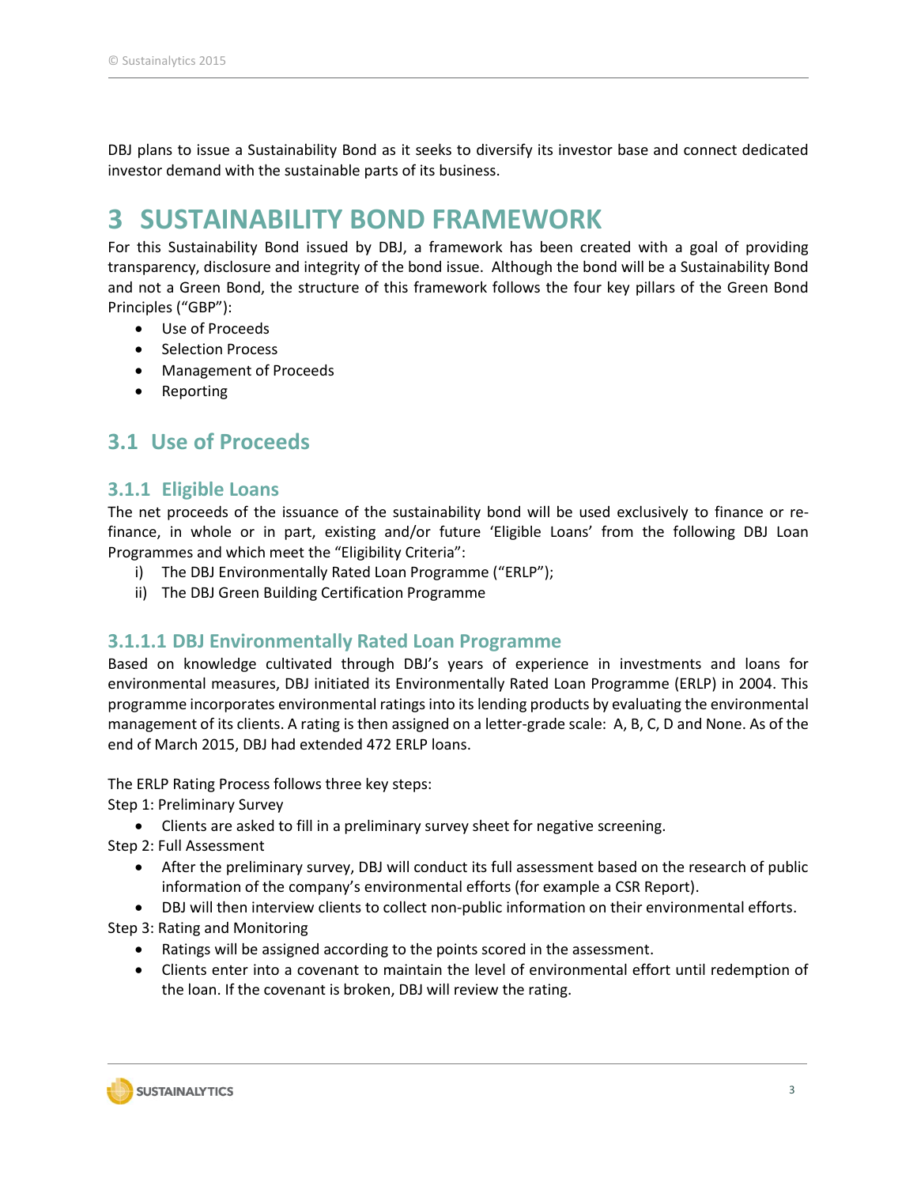DBJ plans to issue a Sustainability Bond as it seeks to diversify its investor base and connect dedicated investor demand with the sustainable parts of its business.

# 3 SUSTAINABILITY BOND FRAMEWORK

For this Sustainability Bond issued by DBJ, a framework has been created with a goal of providing transparency, disclosure and integrity of the bond issue. Although the bond will be a Sustainability Bond and not a Green Bond, the structure of this framework follows the four key pillars of the Green Bond Principles ("GBP"):

- Use of Proceeds
- Selection Process
- Management of Proceeds
- Reporting

## 3.1 Use of Proceeds

### 3.1.1 Eligible Loans

The net proceeds of the issuance of the sustainability bond will be used exclusively to finance or re-finance, in whole or in part, existing and/or future 'Eligible Loans' from the following DBJ Loan Programmes and which meet the "Eligibility Criteria":

i) The DBJ Environmentally Rated Loan Programme ("ERLP");
ii) The DBJ Green Building Certification Programme

#### 3.1.1.1 DBJ Environmentally Rated Loan Programme

Based on knowledge cultivated through DBJ's years of experience in investments and loans for environmental measures, DBJ initiated its Environmentally Rated Loan Programme (ERLP) in 2004. This programme incorporates environmental ratings into its lending products by evaluating the environmental management of its clients. A rating is then assigned on a letter-grade scale: A, B, C, D and None. As of the end of March 2015, DBJ had extended 472 ERLP loans.

The ERLP Rating Process follows three key steps:

Step 1: Preliminary Survey

- Clients are asked to fill in a preliminary survey sheet for negative screening.

Step 2: Full Assessment

- After the preliminary survey, DBJ will conduct its full assessment based on the research of public information of the company's environmental efforts (for example a CSR Report).
- DBJ will then interview clients to collect non-public information on their environmental efforts.

Step 3: Rating and Monitoring

- Ratings will be assigned according to the points scored in the assessment.
- Clients enter into a covenant to maintain the level of environmental effort until redemption of the loan. If the covenant is broken, DBJ will review the rating.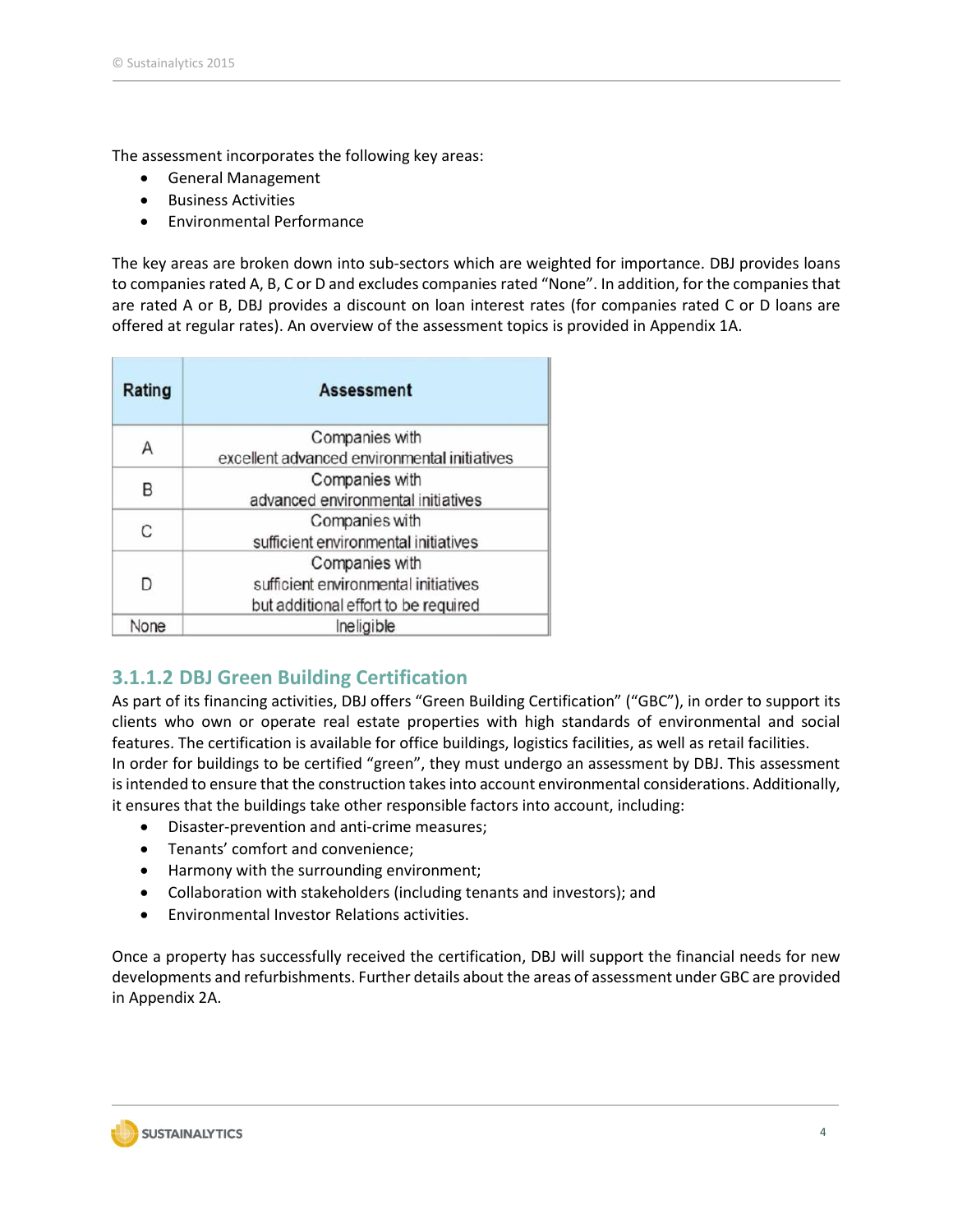The assessment incorporates the following key areas:

- General Management
- Business Activities
- Environmental Performance

The key areas are broken down into sub-sectors which are weighted for importance. DBJ provides loans to companies rated A, B, C or D and excludes companies rated "None". In addition, for the companies that are rated A or B, DBJ provides a discount on loan interest rates (for companies rated C or D loans are offered at regular rates). An overview of the assessment topics is provided in Appendix 1A.

| Rating | Assessment |
|---|---|
| A | Companies with excellent advanced environmental initiatives |
| B | Companies with advanced environmental initiatives |
| C | Companies with sufficient environmental initiatives |
| D | Companies with sufficient environmental initiatives but additional effort to be required |
| None | Ineligible |

### 3.1.1.2 DBJ Green Building Certification

As part of its financing activities, DBJ offers "Green Building Certification" ("GBC"), in order to support its clients who own or operate real estate properties with high standards of environmental and social features. The certification is available for office buildings, logistics facilities, as well as retail facilities.
In order for buildings to be certified "green", they must undergo an assessment by DBJ. This assessment is intended to ensure that the construction takes into account environmental considerations. Additionally, it ensures that the buildings take other responsible factors into account, including:

- Disaster-prevention and anti-crime measures;
- Tenants' comfort and convenience;
- Harmony with the surrounding environment;
- Collaboration with stakeholders (including tenants and investors); and
- Environmental Investor Relations activities.

Once a property has successfully received the certification, DBJ will support the financial needs for new developments and refurbishments. Further details about the areas of assessment under GBC are provided in Appendix 2A.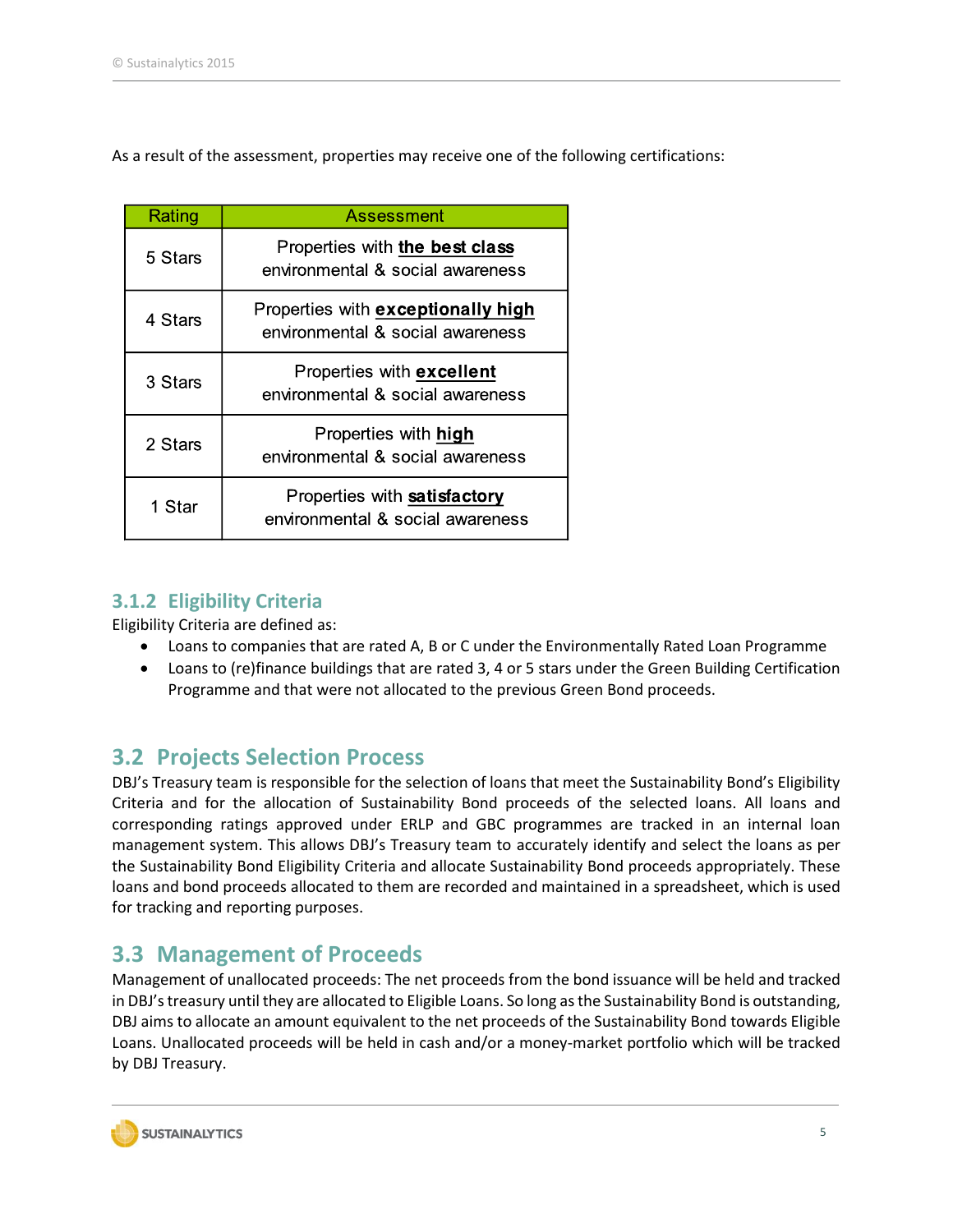As a result of the assessment, properties may receive one of the following certifications:

| Rating | Assessment |
|---|---|
| 5 Stars | Properties with **the best class** environmental & social awareness |
| 4 Stars | Properties with **exceptionally high** environmental & social awareness |
| 3 Stars | Properties with **excellent** environmental & social awareness |
| 2 Stars | Properties with **high** environmental & social awareness |
| 1 Star | Properties with **satisfactory** environmental & social awareness |

### 3.1.2 Eligibility Criteria

Eligibility Criteria are defined as:

- Loans to companies that are rated A, B or C under the Environmentally Rated Loan Programme
- Loans to (re)finance buildings that are rated 3, 4 or 5 stars under the Green Building Certification Programme and that were not allocated to the previous Green Bond proceeds.

## 3.2 Projects Selection Process

DBJ's Treasury team is responsible for the selection of loans that meet the Sustainability Bond's Eligibility Criteria and for the allocation of Sustainability Bond proceeds of the selected loans. All loans and corresponding ratings approved under ERLP and GBC programmes are tracked in an internal loan management system. This allows DBJ's Treasury team to accurately identify and select the loans as per the Sustainability Bond Eligibility Criteria and allocate Sustainability Bond proceeds appropriately. These loans and bond proceeds allocated to them are recorded and maintained in a spreadsheet, which is used for tracking and reporting purposes.

## 3.3 Management of Proceeds

Management of unallocated proceeds: The net proceeds from the bond issuance will be held and tracked in DBJ's treasury until they are allocated to Eligible Loans. So long as the Sustainability Bond is outstanding, DBJ aims to allocate an amount equivalent to the net proceeds of the Sustainability Bond towards Eligible Loans. Unallocated proceeds will be held in cash and/or a money-market portfolio which will be tracked by DBJ Treasury.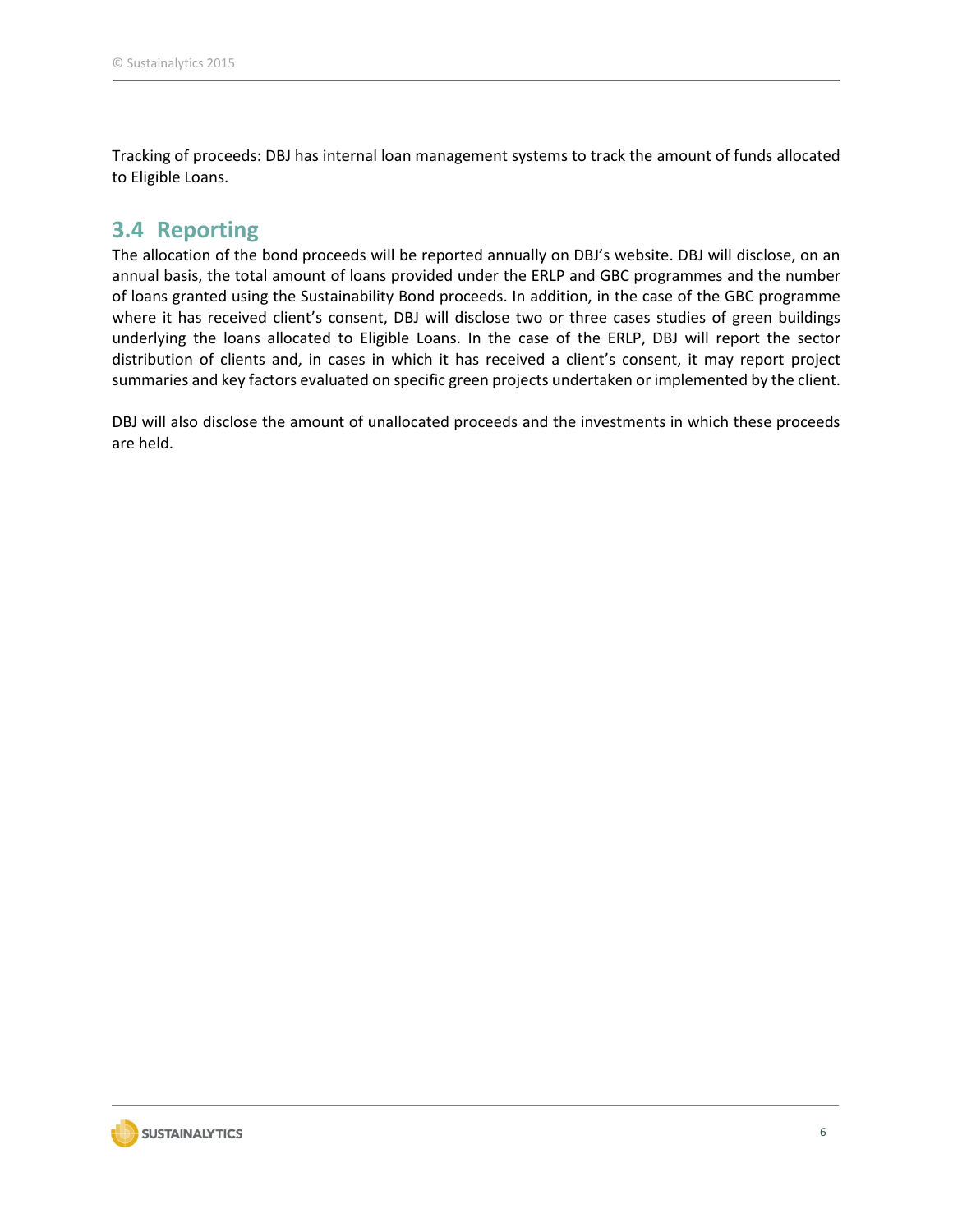Tracking of proceeds: DBJ has internal loan management systems to track the amount of funds allocated to Eligible Loans.

## 3.4 Reporting

The allocation of the bond proceeds will be reported annually on DBJ's website. DBJ will disclose, on an annual basis, the total amount of loans provided under the ERLP and GBC programmes and the number of loans granted using the Sustainability Bond proceeds. In addition, in the case of the GBC programme where it has received client's consent, DBJ will disclose two or three cases studies of green buildings underlying the loans allocated to Eligible Loans. In the case of the ERLP, DBJ will report the sector distribution of clients and, in cases in which it has received a client's consent, it may report project summaries and key factors evaluated on specific green projects undertaken or implemented by the client.

DBJ will also disclose the amount of unallocated proceeds and the investments in which these proceeds are held.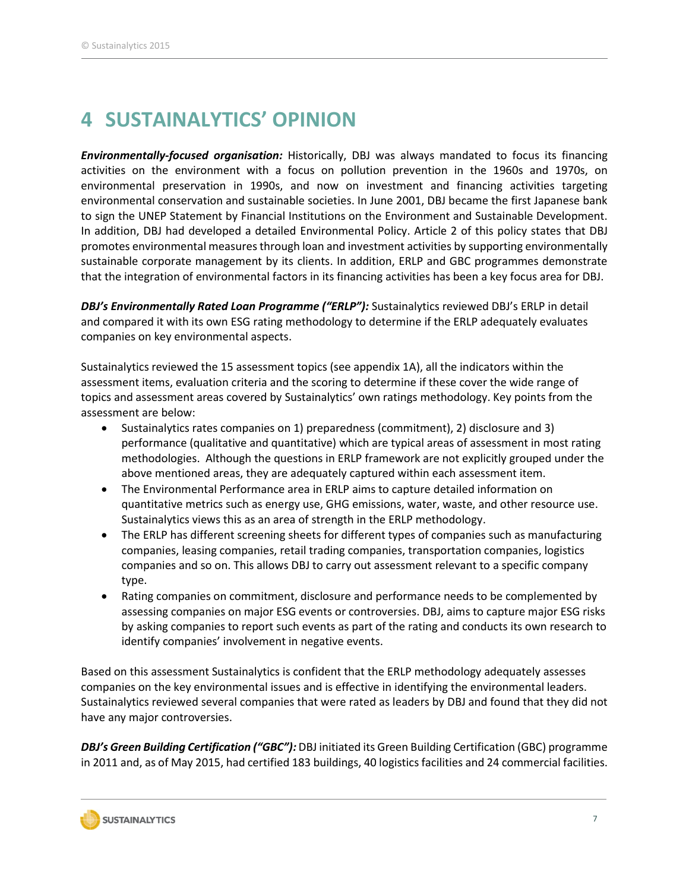# 4 SUSTAINALYTICS' OPINION

***Environmentally-focused organisation:*** Historically, DBJ was always mandated to focus its financing activities on the environment with a focus on pollution prevention in the 1960s and 1970s, on environmental preservation in 1990s, and now on investment and financing activities targeting environmental conservation and sustainable societies. In June 2001, DBJ became the first Japanese bank to sign the UNEP Statement by Financial Institutions on the Environment and Sustainable Development. In addition, DBJ had developed a detailed Environmental Policy. Article 2 of this policy states that DBJ promotes environmental measures through loan and investment activities by supporting environmentally sustainable corporate management by its clients. In addition, ERLP and GBC programmes demonstrate that the integration of environmental factors in its financing activities has been a key focus area for DBJ.

***DBJ's Environmentally Rated Loan Programme ("ERLP"):*** Sustainalytics reviewed DBJ's ERLP in detail and compared it with its own ESG rating methodology to determine if the ERLP adequately evaluates companies on key environmental aspects.

Sustainalytics reviewed the 15 assessment topics (see appendix 1A), all the indicators within the assessment items, evaluation criteria and the scoring to determine if these cover the wide range of topics and assessment areas covered by Sustainalytics' own ratings methodology. Key points from the assessment are below:

- Sustainalytics rates companies on 1) preparedness (commitment), 2) disclosure and 3) performance (qualitative and quantitative) which are typical areas of assessment in most rating methodologies. Although the questions in ERLP framework are not explicitly grouped under the above mentioned areas, they are adequately captured within each assessment item.
- The Environmental Performance area in ERLP aims to capture detailed information on quantitative metrics such as energy use, GHG emissions, water, waste, and other resource use. Sustainalytics views this as an area of strength in the ERLP methodology.
- The ERLP has different screening sheets for different types of companies such as manufacturing companies, leasing companies, retail trading companies, transportation companies, logistics companies and so on. This allows DBJ to carry out assessment relevant to a specific company type.
- Rating companies on commitment, disclosure and performance needs to be complemented by assessing companies on major ESG events or controversies. DBJ, aims to capture major ESG risks by asking companies to report such events as part of the rating and conducts its own research to identify companies' involvement in negative events.

Based on this assessment Sustainalytics is confident that the ERLP methodology adequately assesses companies on the key environmental issues and is effective in identifying the environmental leaders. Sustainalytics reviewed several companies that were rated as leaders by DBJ and found that they did not have any major controversies.

***DBJ's Green Building Certification ("GBC"):*** DBJ initiated its Green Building Certification (GBC) programme in 2011 and, as of May 2015, had certified 183 buildings, 40 logistics facilities and 24 commercial facilities.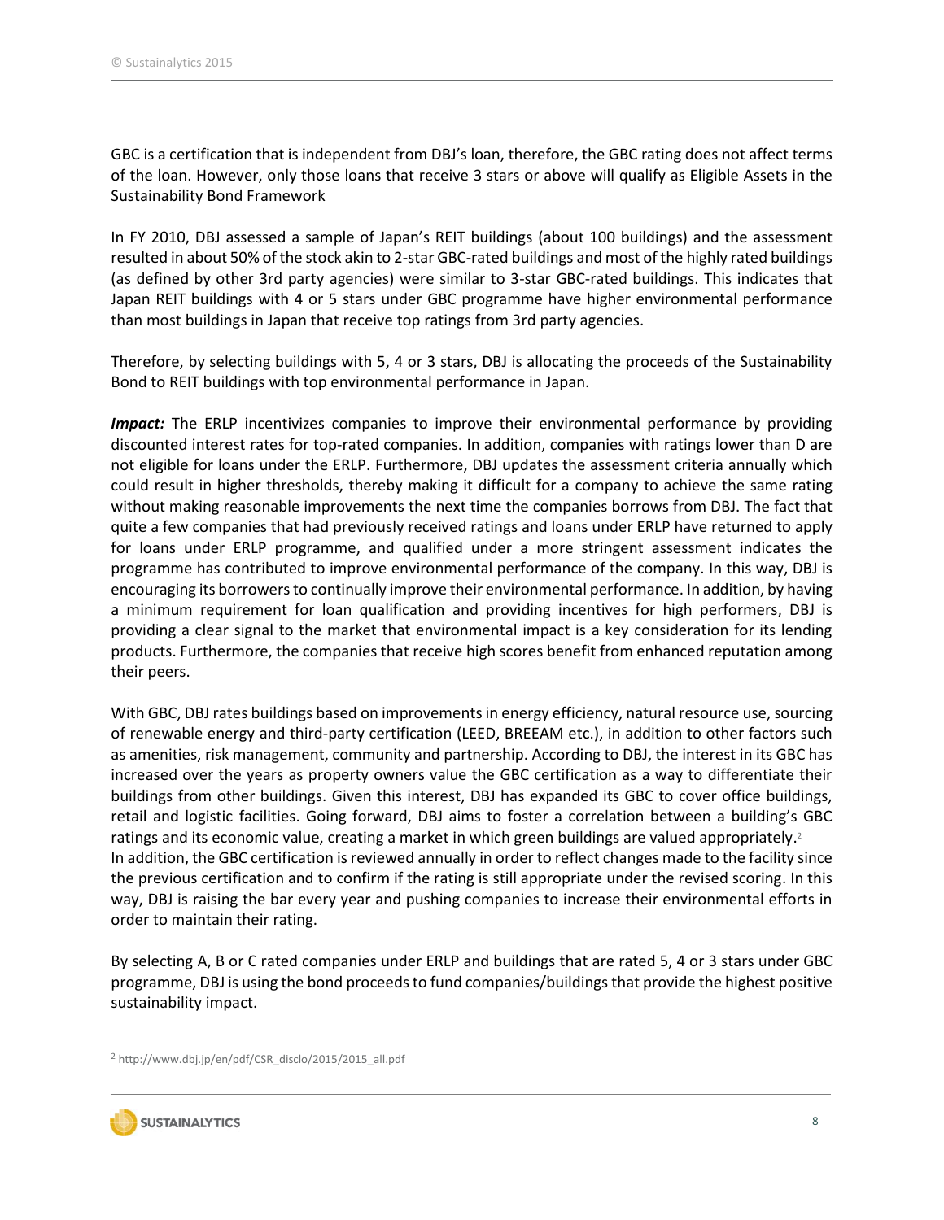GBC is a certification that is independent from DBJ's loan, therefore, the GBC rating does not affect terms of the loan. However, only those loans that receive 3 stars or above will qualify as Eligible Assets in the Sustainability Bond Framework

In FY 2010, DBJ assessed a sample of Japan's REIT buildings (about 100 buildings) and the assessment resulted in about 50% of the stock akin to 2-star GBC-rated buildings and most of the highly rated buildings (as defined by other 3rd party agencies) were similar to 3-star GBC-rated buildings. This indicates that Japan REIT buildings with 4 or 5 stars under GBC programme have higher environmental performance than most buildings in Japan that receive top ratings from 3rd party agencies.

Therefore, by selecting buildings with 5, 4 or 3 stars, DBJ is allocating the proceeds of the Sustainability Bond to REIT buildings with top environmental performance in Japan.

***Impact:*** The ERLP incentivizes companies to improve their environmental performance by providing discounted interest rates for top-rated companies. In addition, companies with ratings lower than D are not eligible for loans under the ERLP. Furthermore, DBJ updates the assessment criteria annually which could result in higher thresholds, thereby making it difficult for a company to achieve the same rating without making reasonable improvements the next time the companies borrows from DBJ. The fact that quite a few companies that had previously received ratings and loans under ERLP have returned to apply for loans under ERLP programme, and qualified under a more stringent assessment indicates the programme has contributed to improve environmental performance of the company. In this way, DBJ is encouraging its borrowers to continually improve their environmental performance. In addition, by having a minimum requirement for loan qualification and providing incentives for high performers, DBJ is providing a clear signal to the market that environmental impact is a key consideration for its lending products. Furthermore, the companies that receive high scores benefit from enhanced reputation among their peers.

With GBC, DBJ rates buildings based on improvements in energy efficiency, natural resource use, sourcing of renewable energy and third-party certification (LEED, BREEAM etc.), in addition to other factors such as amenities, risk management, community and partnership. According to DBJ, the interest in its GBC has increased over the years as property owners value the GBC certification as a way to differentiate their buildings from other buildings. Given this interest, DBJ has expanded its GBC to cover office buildings, retail and logistic facilities. Going forward, DBJ aims to foster a correlation between a building's GBC ratings and its economic value, creating a market in which green buildings are valued appropriately.[2]
In addition, the GBC certification is reviewed annually in order to reflect changes made to the facility since the previous certification and to confirm if the rating is still appropriate under the revised scoring. In this way, DBJ is raising the bar every year and pushing companies to increase their environmental efforts in order to maintain their rating.

By selecting A, B or C rated companies under ERLP and buildings that are rated 5, 4 or 3 stars under GBC programme, DBJ is using the bond proceeds to fund companies/buildings that provide the highest positive sustainability impact.

[2] http://www.dbj.jp/en/pdf/CSR_disclo/2015/2015_all.pdf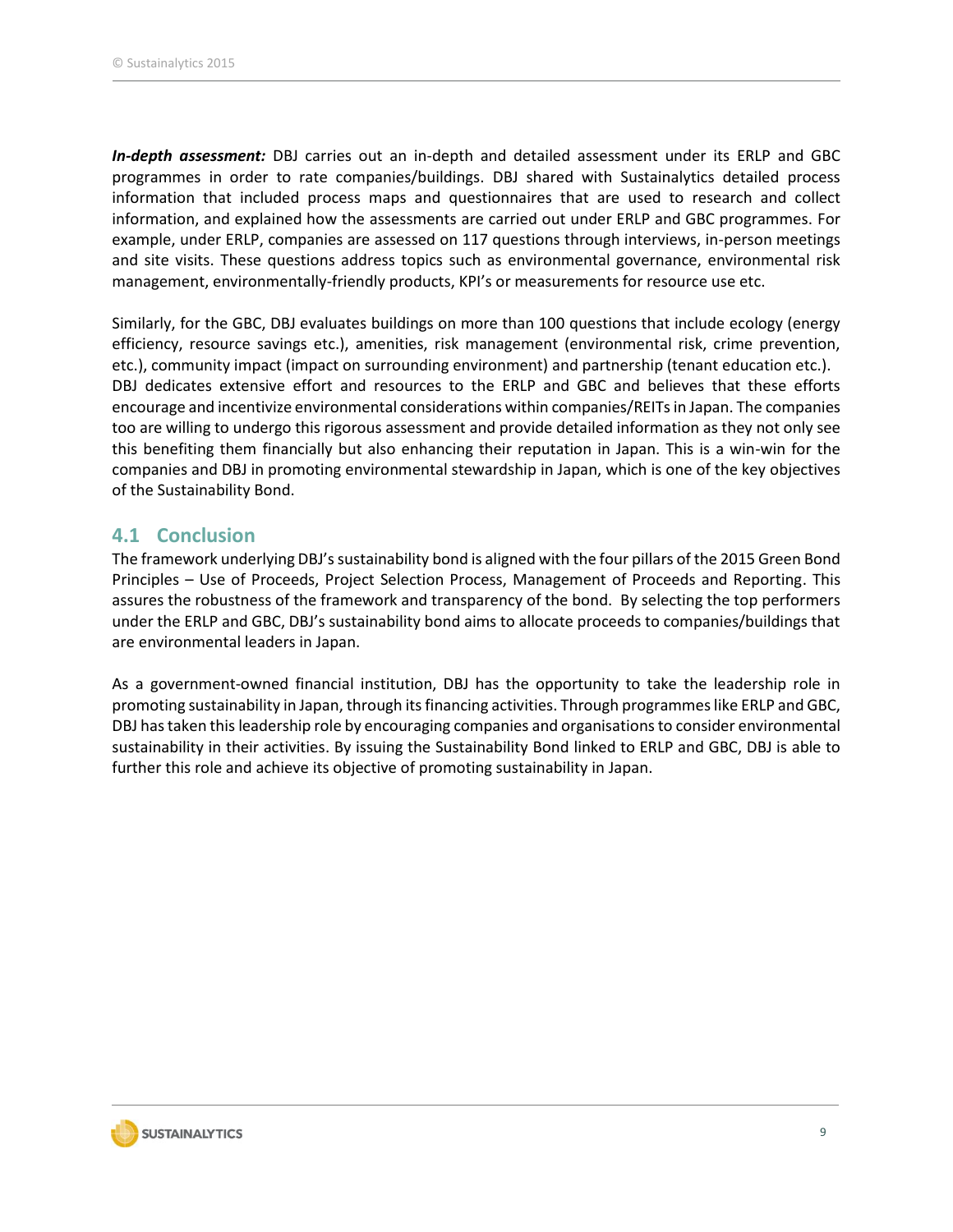***In-depth assessment:*** DBJ carries out an in-depth and detailed assessment under its ERLP and GBC programmes in order to rate companies/buildings. DBJ shared with Sustainalytics detailed process information that included process maps and questionnaires that are used to research and collect information, and explained how the assessments are carried out under ERLP and GBC programmes. For example, under ERLP, companies are assessed on 117 questions through interviews, in-person meetings and site visits. These questions address topics such as environmental governance, environmental risk management, environmentally-friendly products, KPI's or measurements for resource use etc.

Similarly, for the GBC, DBJ evaluates buildings on more than 100 questions that include ecology (energy efficiency, resource savings etc.), amenities, risk management (environmental risk, crime prevention, etc.), community impact (impact on surrounding environment) and partnership (tenant education etc.). DBJ dedicates extensive effort and resources to the ERLP and GBC and believes that these efforts encourage and incentivize environmental considerations within companies/REITs in Japan. The companies too are willing to undergo this rigorous assessment and provide detailed information as they not only see this benefiting them financially but also enhancing their reputation in Japan. This is a win-win for the companies and DBJ in promoting environmental stewardship in Japan, which is one of the key objectives of the Sustainability Bond.

## 4.1 Conclusion

The framework underlying DBJ's sustainability bond is aligned with the four pillars of the 2015 Green Bond Principles – Use of Proceeds, Project Selection Process, Management of Proceeds and Reporting. This assures the robustness of the framework and transparency of the bond. By selecting the top performers under the ERLP and GBC, DBJ's sustainability bond aims to allocate proceeds to companies/buildings that are environmental leaders in Japan.

As a government-owned financial institution, DBJ has the opportunity to take the leadership role in promoting sustainability in Japan, through its financing activities. Through programmes like ERLP and GBC, DBJ has taken this leadership role by encouraging companies and organisations to consider environmental sustainability in their activities. By issuing the Sustainability Bond linked to ERLP and GBC, DBJ is able to further this role and achieve its objective of promoting sustainability in Japan.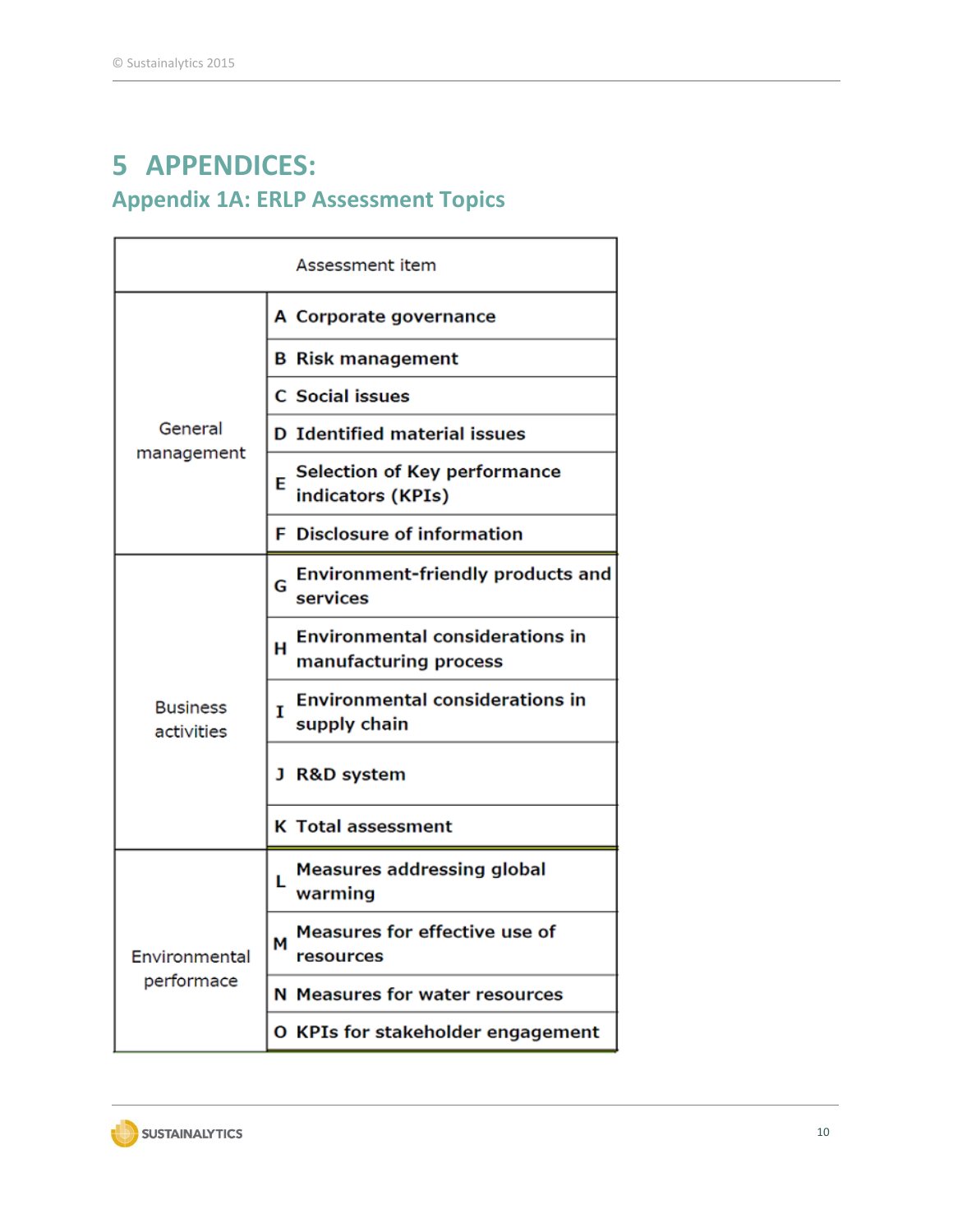# 5 APPENDICES:

## Appendix 1A: ERLP Assessment Topics

| Assessment item | | |
|---|---|---|
| General management | A | Corporate governance |
| | B | Risk management |
| | C | Social issues |
| | D | Identified material issues |
| | E | Selection of Key performance indicators (KPIs) |
| | F | Disclosure of information |
| Business activities | G | Environment-friendly products and services |
| | H | Environmental considerations in manufacturing process |
| | I | Environmental considerations in supply chain |
| | J | R&D system |
| | K | Total assessment |
| Environmental performace | L | Measures addressing global warming |
| | M | Measures for effective use of resources |
| | N | Measures for water resources |
| | O | KPIs for stakeholder engagement |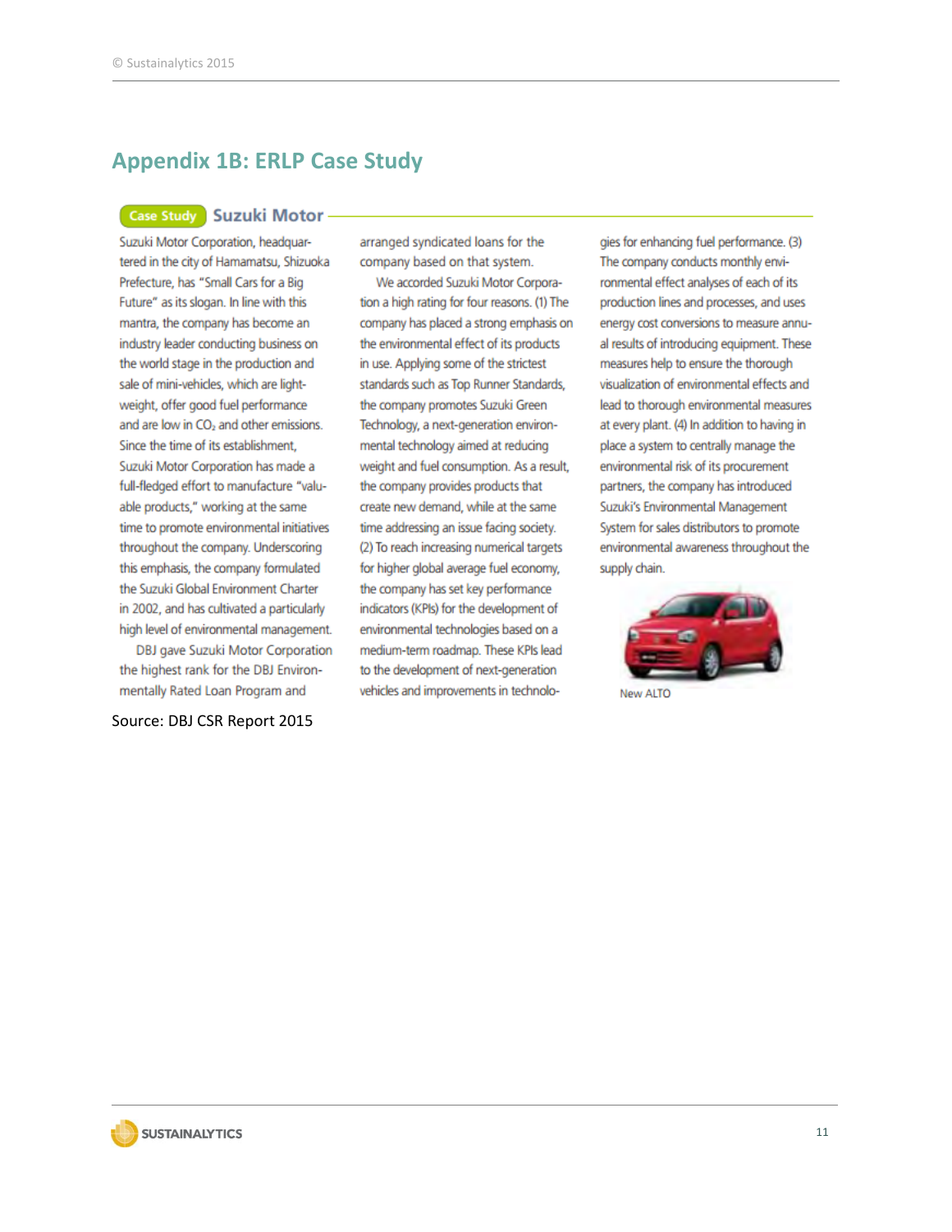## Appendix 1B: ERLP Case Study

### Case Study Suzuki Motor

Suzuki Motor Corporation, headquartered in the city of Hamamatsu, Shizuoka Prefecture, has "Small Cars for a Big Future" as its slogan. In line with this mantra, the company has become an industry leader conducting business on the world stage in the production and sale of mini-vehicles, which are lightweight, offer good fuel performance and are low in $CO_2$ and other emissions. Since the time of its establishment, Suzuki Motor Corporation has made a full-fledged effort to manufacture "valuable products," working at the same time to promote environmental initiatives throughout the company. Underscoring this emphasis, the company formulated the Suzuki Global Environment Charter in 2002, and has cultivated a particularly high level of environmental management.

DBJ gave Suzuki Motor Corporation the highest rank for the DBJ Environmentally Rated Loan Program and arranged syndicated loans for the company based on that system.

We accorded Suzuki Motor Corporation a high rating for four reasons. (1) The company has placed a strong emphasis on the environmental effect of its products in use. Applying some of the strictest standards such as Top Runner Standards, the company promotes Suzuki Green Technology, a next-generation environmental technology aimed at reducing weight and fuel consumption. As a result, the company provides products that create new demand, while at the same time addressing an issue facing society. (2) To reach increasing numerical targets for higher global average fuel economy, the company has set key performance indicators (KPIs) for the development of environmental technologies based on a medium-term roadmap. These KPIs lead to the development of next-generation vehicles and improvements in technologies for enhancing fuel performance. (3) The company conducts monthly environmental effect analyses of each of its production lines and processes, and uses energy cost conversions to measure annual results of introducing equipment. These measures help to ensure the thorough visualization of environmental effects and lead to thorough environmental measures at every plant. (4) In addition to having in place a system to centrally manage the environmental risk of its procurement partners, the company has introduced Suzuki's Environmental Management System for sales distributors to promote environmental awareness throughout the supply chain.

New ALTO

Source: DBJ CSR Report 2015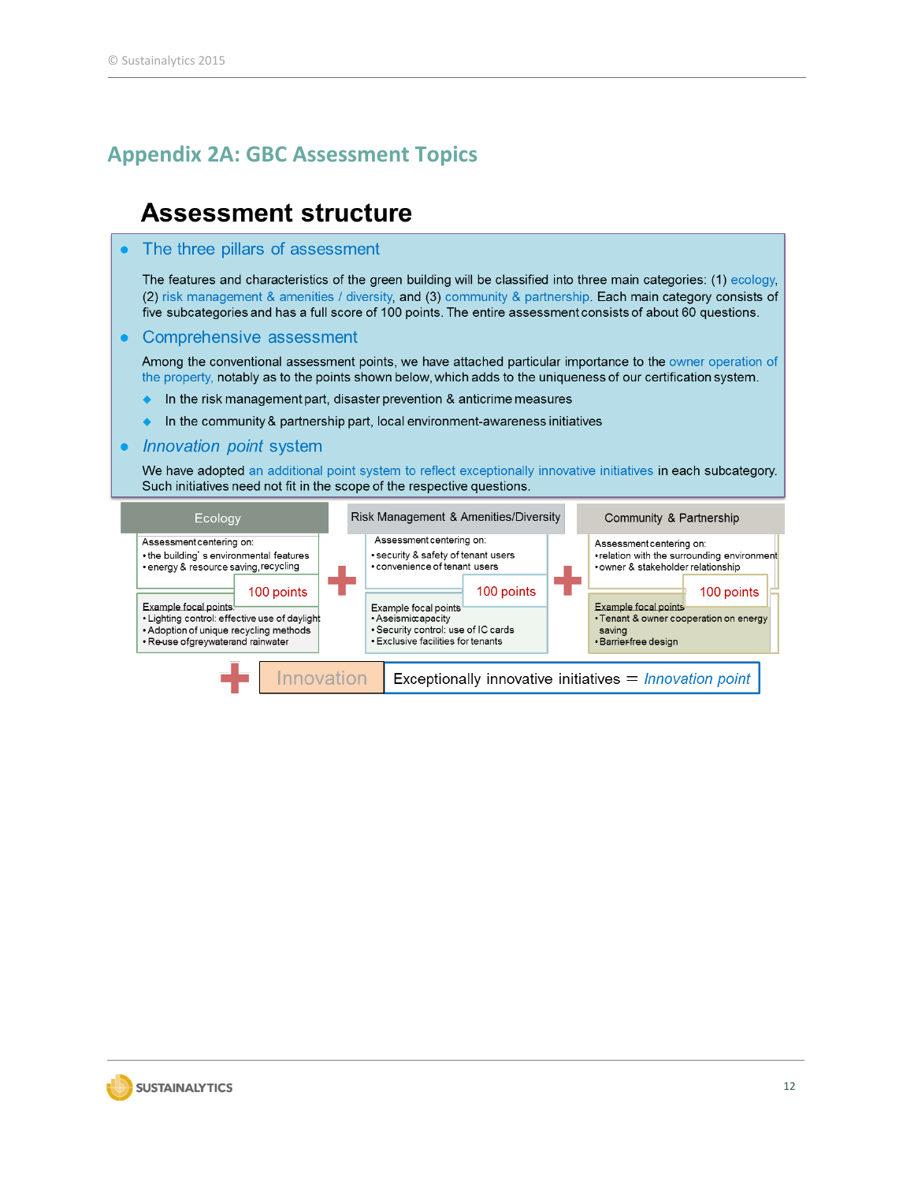## Appendix 2A: GBC Assessment Topics

# Assessment structure

- **The three pillars of assessment**

  The features and characteristics of the green building will be classified into three main categories: (1) ecology, (2) risk management & amenities / diversity, and (3) community & partnership. Each main category consists of five subcategories and has a full score of 100 points. The entire assessment consists of about 60 questions.

- **Comprehensive assessment**

  Among the conventional assessment points, we have attached particular importance to the owner operation of the property, notably as to the points shown below, which adds to the uniqueness of our certification system.

  - In the risk management part, disaster prevention & anticrime measures
  - In the community & partnership part, local environment-awareness initiatives

- ***Innovation point*** **system**

  We have adopted an additional point system to reflect exceptionally innovative initiatives in each subcategory. Such initiatives need not fit in the scope of the respective questions.

| Ecology | Risk Management & Amenities/Diversity | Community & Partnership |
|---|---|---|
| Assessment centering on:<br>• the building's environmental features<br>• energy & resource saving, recycling | Assessment centering on:<br>• security & safety of tenant users<br>• convenience of tenant users | Assessment centering on:<br>• relation with the surrounding environment<br>• owner & stakeholder relationship |
| 100 points | 100 points | 100 points |
| Example focal points:<br>• Lighting control: effective use of daylight<br>• Adoption of unique recycling methods<br>• Re-use of greywater and rainwater | Example focal points<br>• Aseismic capacity<br>• Security control: use of IC cards<br>• Exclusive facilities for tenants | Example focal points<br>• Tenant & owner cooperation on energy saving<br>• Barrier-free design |

\+ Ecology + Risk Management & Amenities/Diversity + Community & Partnership

\+ **Innovation**: Exceptionally innovative initiatives = *Innovation point*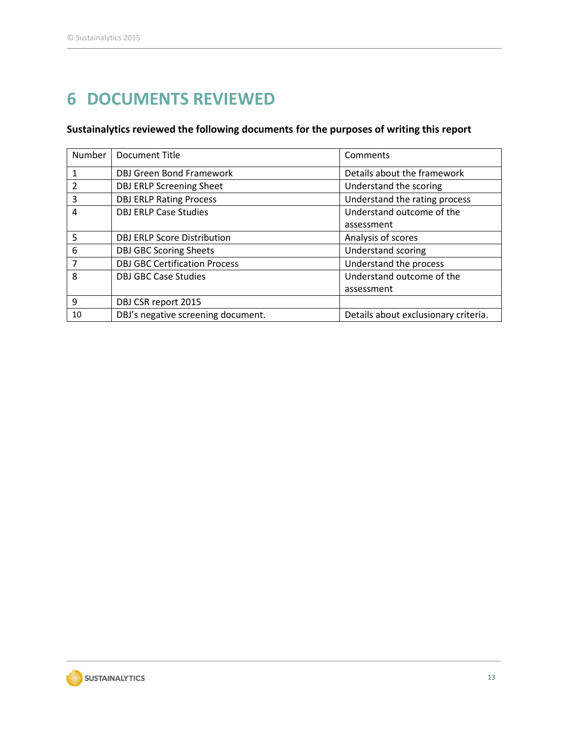# 6 DOCUMENTS REVIEWED

**Sustainalytics reviewed the following documents for the purposes of writing this report**

| Number | Document Title | Comments |
|---|---|---|
| 1 | DBJ Green Bond Framework | Details about the framework |
| 2 | DBJ ERLP Screening Sheet | Understand the scoring |
| 3 | DBJ ERLP Rating Process | Understand the rating process |
| 4 | DBJ ERLP Case Studies | Understand outcome of the assessment |
| 5 | DBJ ERLP Score Distribution | Analysis of scores |
| 6 | DBJ GBC Scoring Sheets | Understand scoring |
| 7 | DBJ GBC Certification Process | Understand the process |
| 8 | DBJ GBC Case Studies | Understand outcome of the assessment |
| 9 | DBJ CSR report 2015 | |
| 10 | DBJ's negative screening document. | Details about exclusionary criteria. |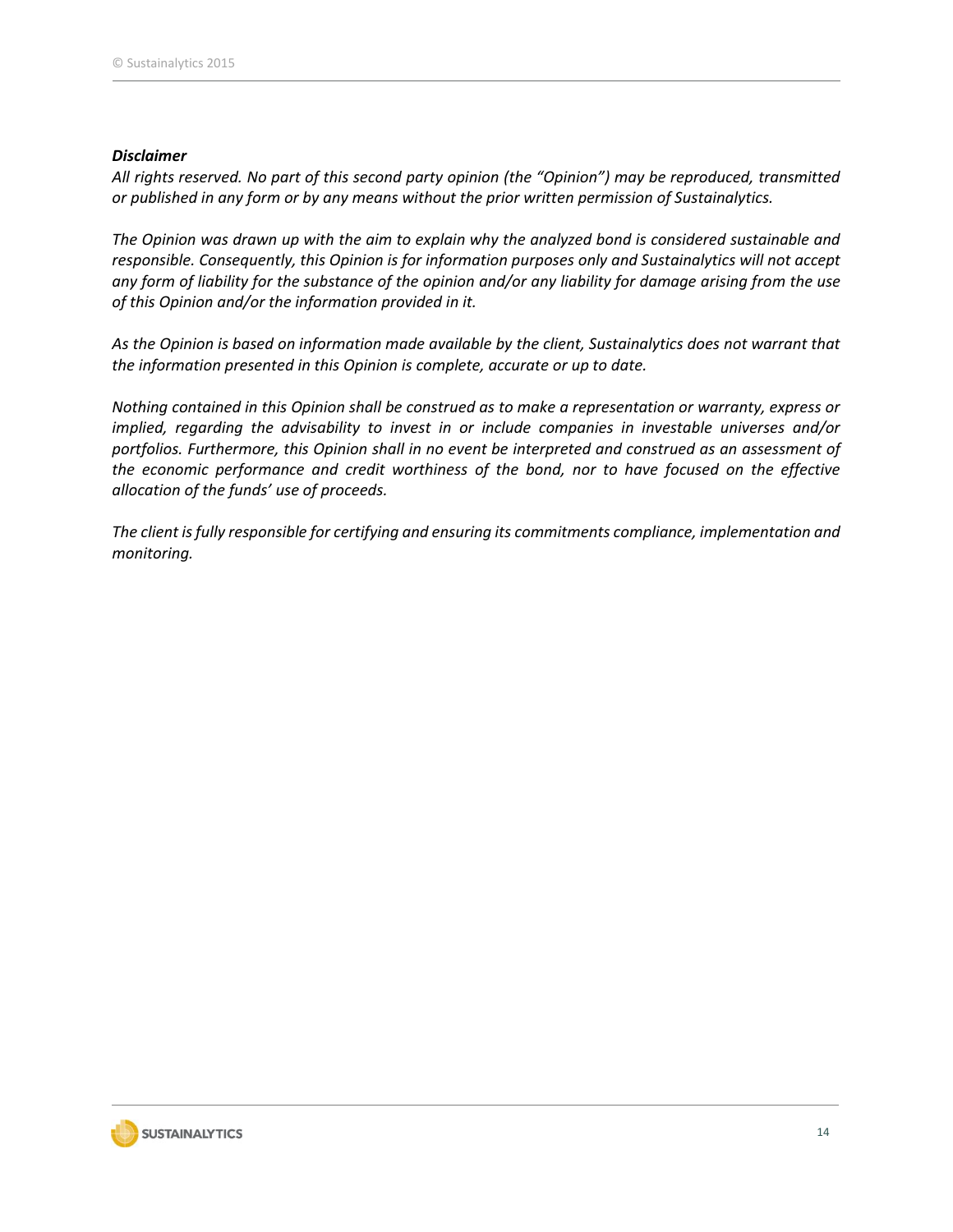***Disclaimer***

*All rights reserved. No part of this second party opinion (the "Opinion") may be reproduced, transmitted or published in any form or by any means without the prior written permission of Sustainalytics.*

*The Opinion was drawn up with the aim to explain why the analyzed bond is considered sustainable and responsible. Consequently, this Opinion is for information purposes only and Sustainalytics will not accept any form of liability for the substance of the opinion and/or any liability for damage arising from the use of this Opinion and/or the information provided in it.*

*As the Opinion is based on information made available by the client, Sustainalytics does not warrant that the information presented in this Opinion is complete, accurate or up to date.*

*Nothing contained in this Opinion shall be construed as to make a representation or warranty, express or implied, regarding the advisability to invest in or include companies in investable universes and/or portfolios. Furthermore, this Opinion shall in no event be interpreted and construed as an assessment of the economic performance and credit worthiness of the bond, nor to have focused on the effective allocation of the funds' use of proceeds.*

*The client is fully responsible for certifying and ensuring its commitments compliance, implementation and monitoring.*